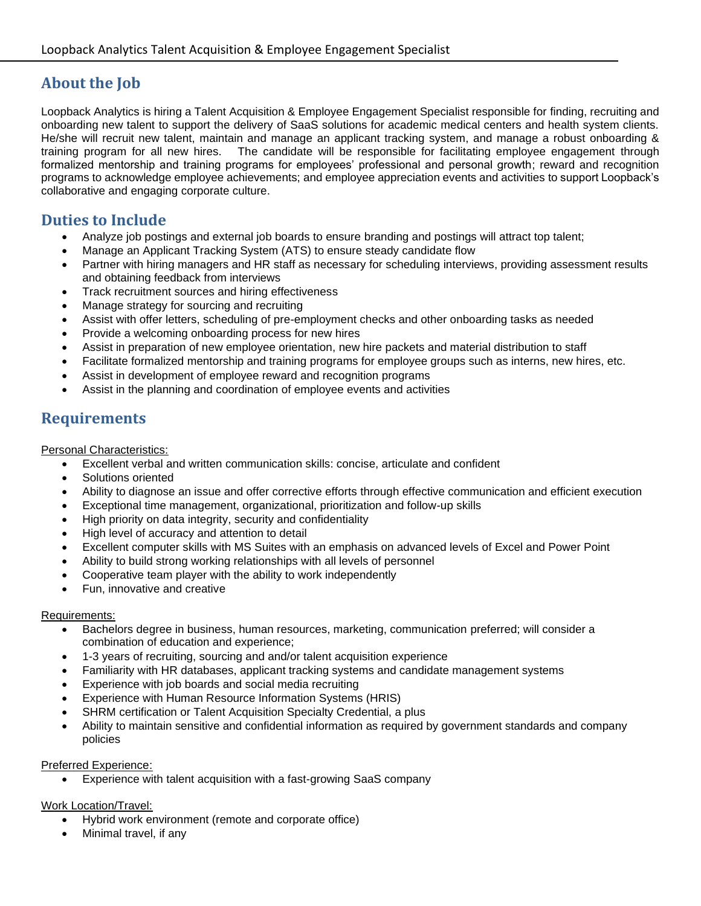## About the Job

Loopback Analytics is hiring a Talent Acquisition & Employee Engagement Specialist responsible for finding, recruiting and onboarding new talent to support the delivery of SaaS solutions for academic medical centers and health system clients. He/she will recruit new talent, maintain and manage an applicant tracking system, and manage a robust onboarding & training program for all new hires. The candidate will be responsible for facilitating employee engagement through formalized mentorship and training programs for employees' professional and personal growth; reward and recognition programs to acknowledge employee achievements; and employee appreciation events and activities to support Loopback's collaborative and engaging corporate culture.

## Duties to Include

- Analyze job postings and external job boards to ensure branding and postings will attract top talent;
- Manage an Applicant Tracking System (ATS) to ensure steady candidate flow
- Partner with hiring managers and HR staff as necessary for scheduling interviews, providing assessment results and obtaining feedback from interviews
- Track recruitment sources and hiring effectiveness
- Manage strategy for sourcing and recruiting
- Assist with offer letters, scheduling of pre-employment checks and other onboarding tasks as needed
- Provide a welcoming onboarding process for new hires
- Assist in preparation of new employee orientation, new hire packets and material distribution to staff
- Facilitate formalized mentorship and training programs for employee groups such as interns, new hires, etc.
- Assist in development of employee reward and recognition programs
- Assist in the planning and coordination of employee events and activities

## Requirements

Personal Characteristics:

- Excellent verbal and written communication skills: concise, articulate and confident
- Solutions oriented
- Ability to diagnose an issue and offer corrective efforts through effective communication and efficient execution
- Exceptional time management, organizational, prioritization and follow-up skills
- High priority on data integrity, security and confidentiality
- High level of accuracy and attention to detail
- Excellent computer skills with MS Suites with an emphasis on advanced levels of Excel and Power Point
- Ability to build strong working relationships with all levels of personnel
- Cooperative team player with the ability to work independently
- Fun, innovative and creative

Requirements:

- Bachelors degree in business, human resources, marketing, communication preferred; will consider a combination of education and experience;
- 1-3 years of recruiting, sourcing and and/or talent acquisition experience
- Familiarity with HR databases, applicant tracking systems and candidate management systems
- Experience with job boards and social media recruiting
- Experience with Human Resource Information Systems (HRIS)
- SHRM certification or Talent Acquisition Specialty Credential, a plus
- Ability to maintain sensitive and confidential information as required by government standards and company policies

Preferred Experience:

- Experience with talent acquisition with a fast-growing SaaS company

Work Location/Travel:

- Hybrid work environment (remote and corporate office)
- Minimal travel, if any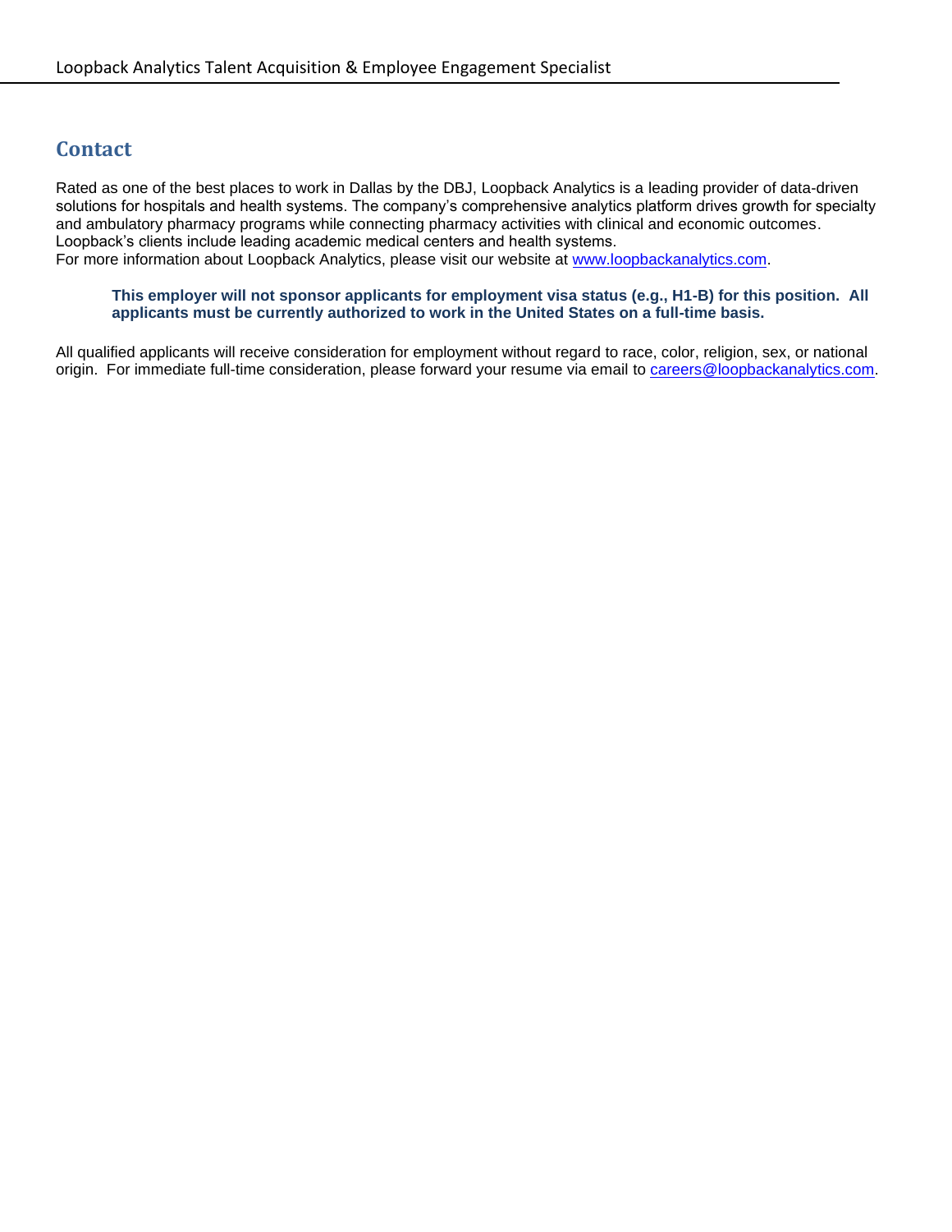## Contact

Rated as one of the best places to work in Dallas by the DBJ, Loopback Analytics is a leading provider of data-driven solutions for hospitals and health systems. The company's comprehensive analytics platform drives growth for specialty and ambulatory pharmacy programs while connecting pharmacy activities with clinical and economic outcomes. Loopback's clients include leading academic medical centers and health systems.
For more information about Loopback Analytics, please visit our website at www.loopbackanalytics.com.

> **This employer will not sponsor applicants for employment visa status (e.g., H1-B) for this position. All applicants must be currently authorized to work in the United States on a full-time basis.**

All qualified applicants will receive consideration for employment without regard to race, color, religion, sex, or national origin. For immediate full-time consideration, please forward your resume via email to careers@loopbackanalytics.com.